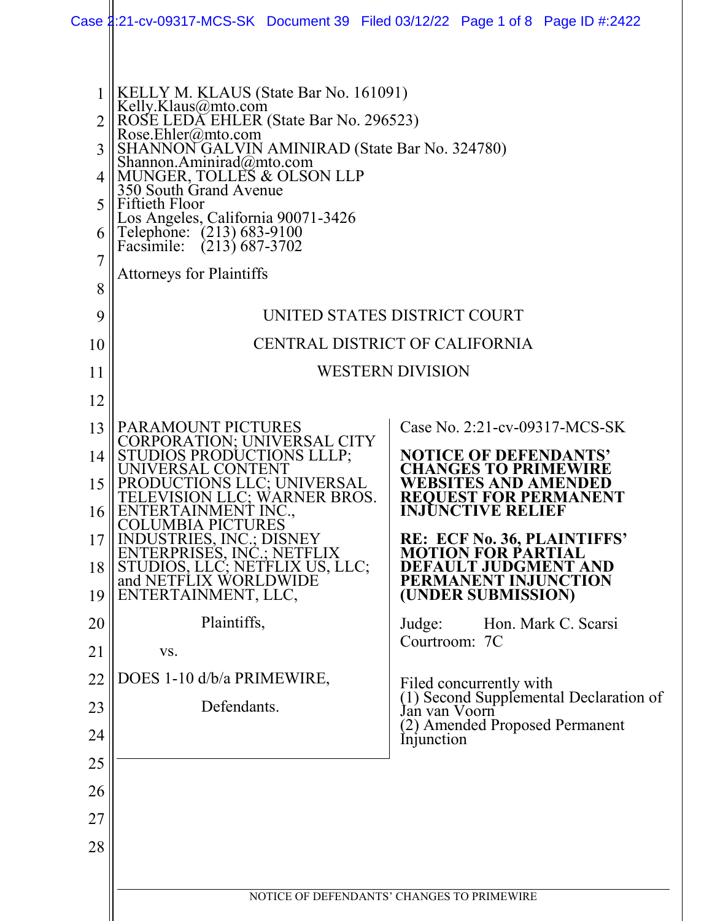KELLY M. KLAUS (State Bar No. 161091)
Kelly.Klaus@mto.com
ROSE LEDA EHLER (State Bar No. 296523)
Rose.Ehler@mto.com
SHANNON GALVIN AMINIRAD (State Bar No. 324780)
Shannon.Aminirad@mto.com
MUNGER, TOLLES & OLSON LLP
350 South Grand Avenue
Fiftieth Floor
Los Angeles, California 90071-3426
Telephone: (213) 683-9100
Facsimile: (213) 687-3702

Attorneys for Plaintiffs

UNITED STATES DISTRICT COURT

CENTRAL DISTRICT OF CALIFORNIA

WESTERN DIVISION

PARAMOUNT PICTURES CORPORATION; UNIVERSAL CITY STUDIOS PRODUCTIONS LLLP; UNIVERSAL CONTENT PRODUCTIONS LLC; UNIVERSAL TELEVISION LLC; WARNER BROS. ENTERTAINMENT INC., COLUMBIA PICTURES INDUSTRIES, INC.; DISNEY ENTERPRISES, INC.; NETFLIX STUDIOS, LLC; NETFLIX US, LLC; and NETFLIX WORLDWIDE ENTERTAINMENT, LLC,

Plaintiffs,

vs.

DOES 1-10 d/b/a PRIMEWIRE,

Defendants.

Case No. 2:21-cv-09317-MCS-SK

**NOTICE OF DEFENDANTS' CHANGES TO PRIMEWIRE WEBSITES AND AMENDED REQUEST FOR PERMANENT INJUNCTIVE RELIEF**

**RE: ECF No. 36, PLAINTIFFS' MOTION FOR PARTIAL DEFAULT JUDGMENT AND PERMANENT INJUNCTION (UNDER SUBMISSION)**

Judge: Hon. Mark C. Scarsi
Courtroom: 7C

Filed concurrently with
(1) Second Supplemental Declaration of Jan van Voorn
(2) Amended Proposed Permanent Injunction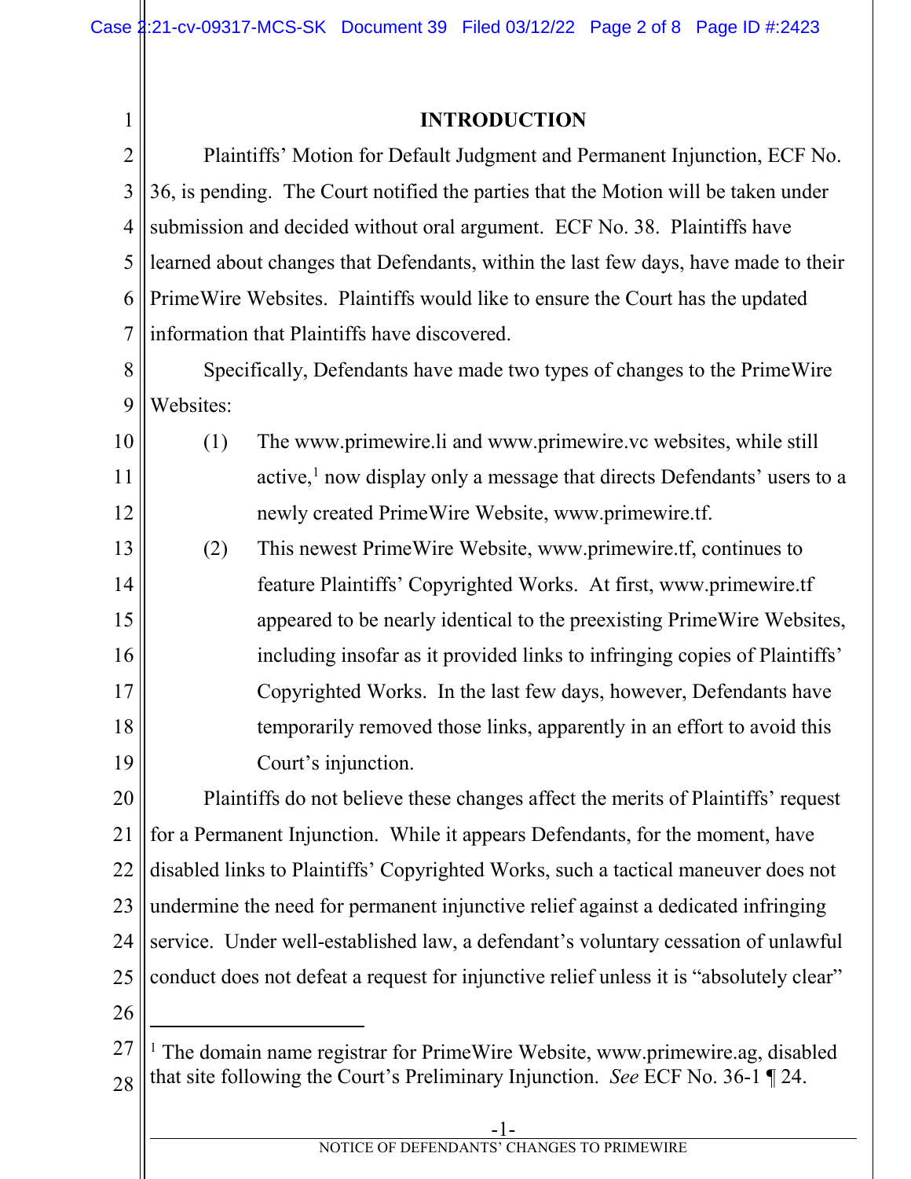## INTRODUCTION

Plaintiffs' Motion for Default Judgment and Permanent Injunction, ECF No. 36, is pending. The Court notified the parties that the Motion will be taken under submission and decided without oral argument. ECF No. 38. Plaintiffs have learned about changes that Defendants, within the last few days, have made to their PrimeWire Websites. Plaintiffs would like to ensure the Court has the updated information that Plaintiffs have discovered.

Specifically, Defendants have made two types of changes to the PrimeWire Websites:

(1) The www.primewire.li and www.primewire.vc websites, while still active,[1] now display only a message that directs Defendants' users to a newly created PrimeWire Website, www.primewire.tf.

(2) This newest PrimeWire Website, www.primewire.tf, continues to feature Plaintiffs' Copyrighted Works. At first, www.primewire.tf appeared to be nearly identical to the preexisting PrimeWire Websites, including insofar as it provided links to infringing copies of Plaintiffs' Copyrighted Works. In the last few days, however, Defendants have temporarily removed those links, apparently in an effort to avoid this Court's injunction.

Plaintiffs do not believe these changes affect the merits of Plaintiffs' request for a Permanent Injunction. While it appears Defendants, for the moment, have disabled links to Plaintiffs' Copyrighted Works, such a tactical maneuver does not undermine the need for permanent injunctive relief against a dedicated infringing service. Under well-established law, a defendant's voluntary cessation of unlawful conduct does not defeat a request for injunctive relief unless it is "absolutely clear"

---

[1] The domain name registrar for PrimeWire Website, www.primewire.ag, disabled that site following the Court's Preliminary Injunction. *See* ECF No. 36-1 ¶ 24.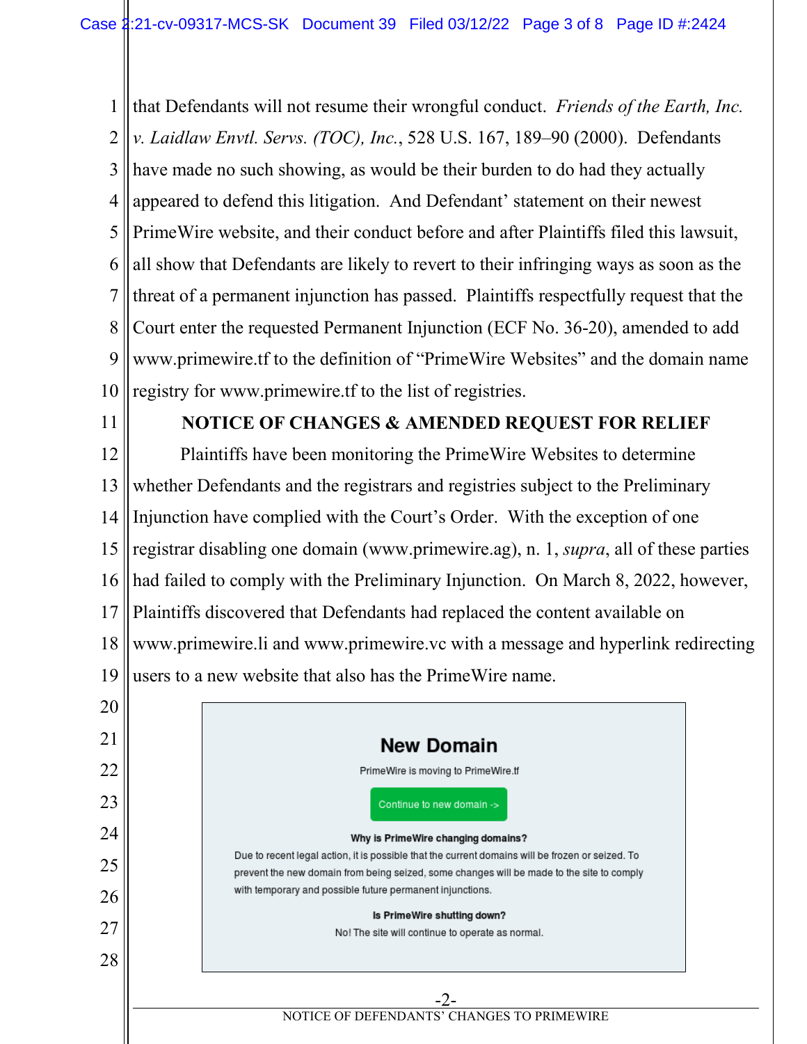that Defendants will not resume their wrongful conduct. *Friends of the Earth, Inc. v. Laidlaw Envtl. Servs. (TOC), Inc.*, 528 U.S. 167, 189–90 (2000). Defendants have made no such showing, as would be their burden to do had they actually appeared to defend this litigation. And Defendant' statement on their newest PrimeWire website, and their conduct before and after Plaintiffs filed this lawsuit, all show that Defendants are likely to revert to their infringing ways as soon as the threat of a permanent injunction has passed. Plaintiffs respectfully request that the Court enter the requested Permanent Injunction (ECF No. 36-20), amended to add www.primewire.tf to the definition of "PrimeWire Websites" and the domain name registry for www.primewire.tf to the list of registries.

## NOTICE OF CHANGES & AMENDED REQUEST FOR RELIEF

Plaintiffs have been monitoring the PrimeWire Websites to determine whether Defendants and the registrars and registries subject to the Preliminary Injunction have complied with the Court's Order. With the exception of one registrar disabling one domain (www.primewire.ag), n. 1, *supra*, all of these parties had failed to comply with the Preliminary Injunction. On March 8, 2022, however, Plaintiffs discovered that Defendants had replaced the content available on www.primewire.li and www.primewire.vc with a message and hyperlink redirecting users to a new website that also has the PrimeWire name.

> **New Domain**
>
> PrimeWire is moving to PrimeWire.tf
>
> Continue to new domain ->
>
> **Why is PrimeWire changing domains?**
>
> Due to recent legal action, it is possible that the current domains will be frozen or seized. To prevent the new domain from being seized, some changes will be made to the site to comply with temporary and possible future permanent injunctions.
>
> **Is PrimeWire shutting down?**
>
> No! The site will continue to operate as normal.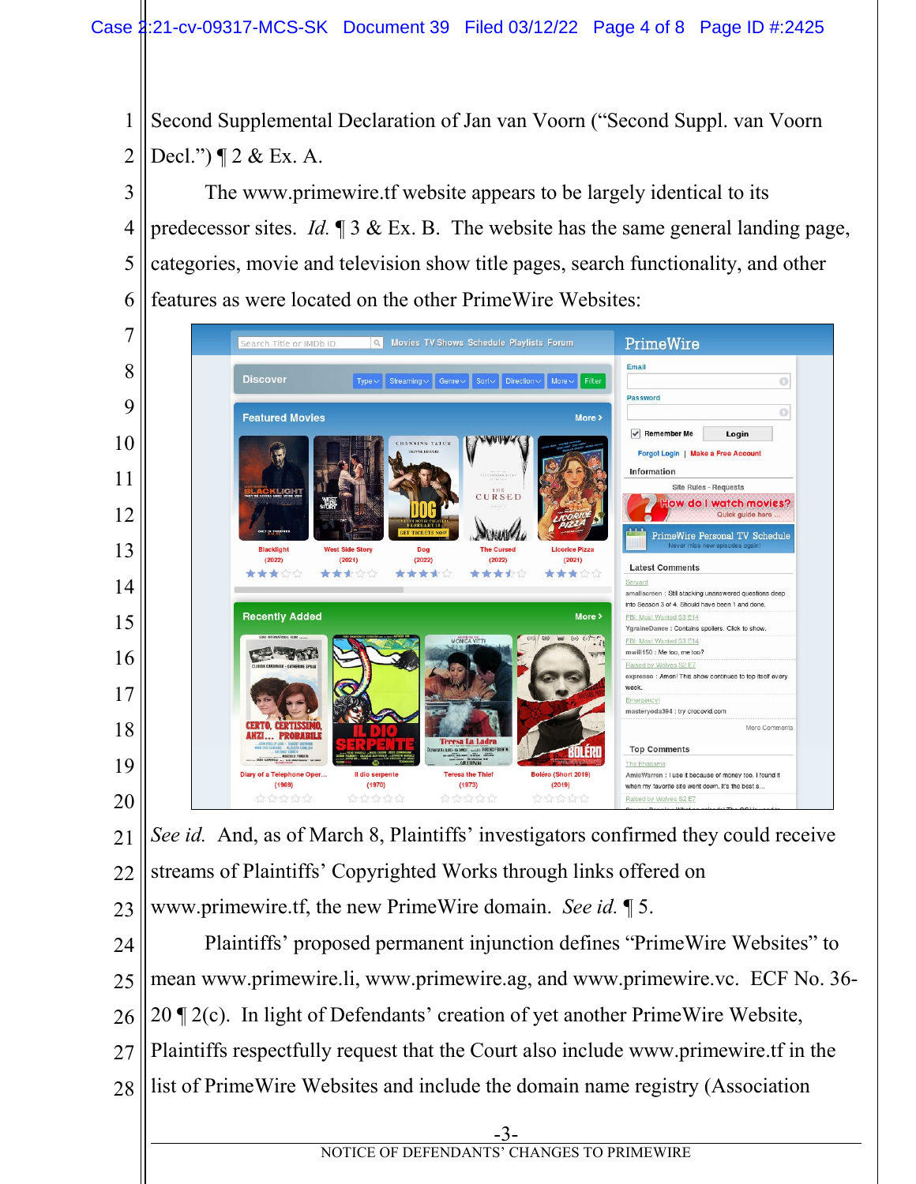Second Supplemental Declaration of Jan van Voorn ("Second Suppl. van Voorn Decl.") ¶ 2 & Ex. A.

The www.primewire.tf website appears to be largely identical to its predecessor sites. *Id.* ¶ 3 & Ex. B. The website has the same general landing page, categories, movie and television show title pages, search functionality, and other features as were located on the other PrimeWire Websites:

*See id.* And, as of March 8, Plaintiffs' investigators confirmed they could receive streams of Plaintiffs' Copyrighted Works through links offered on www.primewire.tf, the new PrimeWire domain. *See id.* ¶ 5.

Plaintiffs' proposed permanent injunction defines "PrimeWire Websites" to mean www.primewire.li, www.primewire.ag, and www.primewire.vc. ECF No. 36-20 ¶ 2(c). In light of Defendants' creation of yet another PrimeWire Website, Plaintiffs respectfully request that the Court also include www.primewire.tf in the list of PrimeWire Websites and include the domain name registry (Association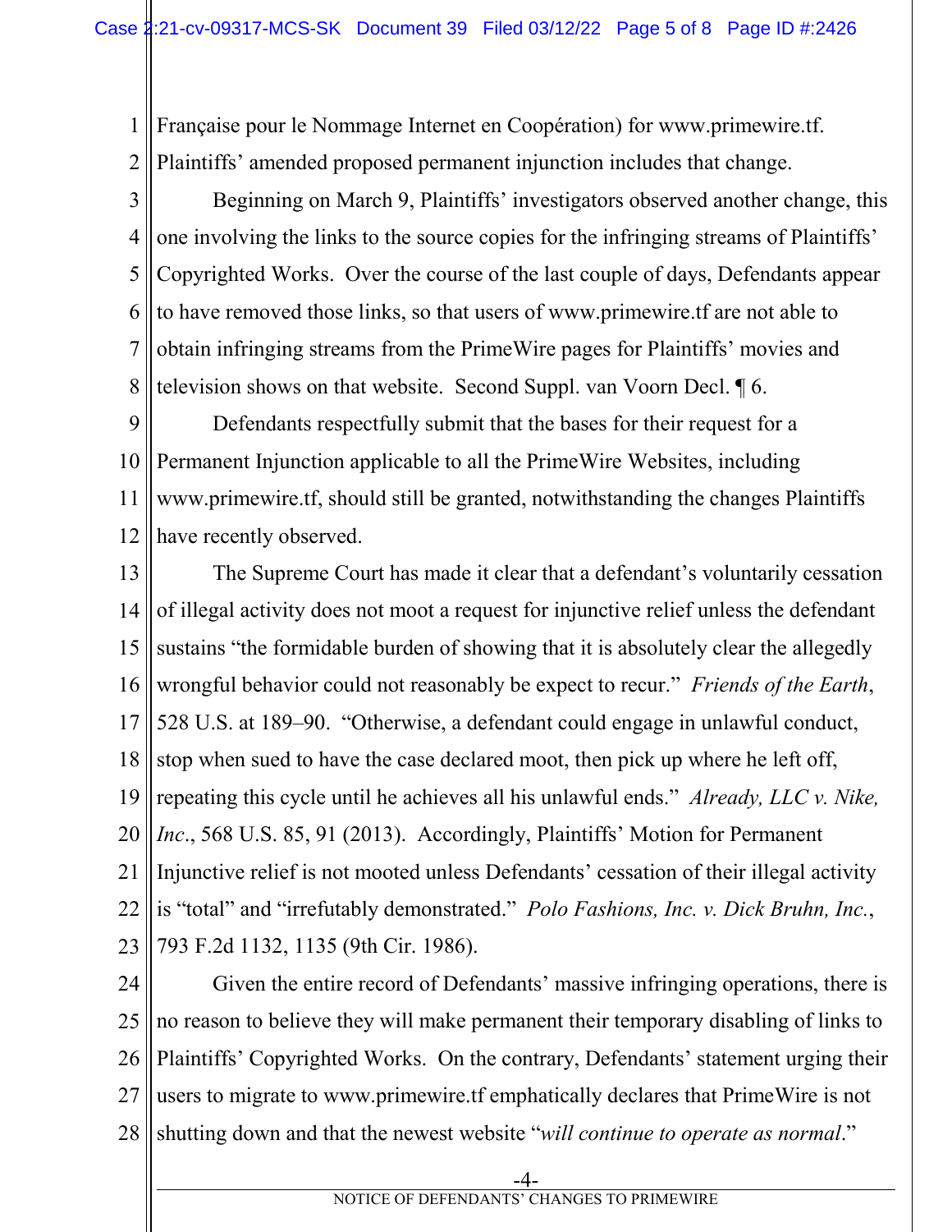Française pour le Nommage Internet en Coopération) for www.primewire.tf. Plaintiffs' amended proposed permanent injunction includes that change.

Beginning on March 9, Plaintiffs' investigators observed another change, this one involving the links to the source copies for the infringing streams of Plaintiffs' Copyrighted Works. Over the course of the last couple of days, Defendants appear to have removed those links, so that users of www.primewire.tf are not able to obtain infringing streams from the PrimeWire pages for Plaintiffs' movies and television shows on that website. Second Suppl. van Voorn Decl. ¶ 6.

Defendants respectfully submit that the bases for their request for a Permanent Injunction applicable to all the PrimeWire Websites, including www.primewire.tf, should still be granted, notwithstanding the changes Plaintiffs have recently observed.

The Supreme Court has made it clear that a defendant's voluntarily cessation of illegal activity does not moot a request for injunctive relief unless the defendant sustains "the formidable burden of showing that it is absolutely clear the allegedly wrongful behavior could not reasonably be expect to recur." *Friends of the Earth*, 528 U.S. at 189–90. "Otherwise, a defendant could engage in unlawful conduct, stop when sued to have the case declared moot, then pick up where he left off, repeating this cycle until he achieves all his unlawful ends." *Already, LLC v. Nike, Inc*., 568 U.S. 85, 91 (2013). Accordingly, Plaintiffs' Motion for Permanent Injunctive relief is not mooted unless Defendants' cessation of their illegal activity is "total" and "irrefutably demonstrated." *Polo Fashions, Inc. v. Dick Bruhn, Inc.*, 793 F.2d 1132, 1135 (9th Cir. 1986).

Given the entire record of Defendants' massive infringing operations, there is no reason to believe they will make permanent their temporary disabling of links to Plaintiffs' Copyrighted Works. On the contrary, Defendants' statement urging their users to migrate to www.primewire.tf emphatically declares that PrimeWire is not shutting down and that the newest website "*will continue to operate as normal*."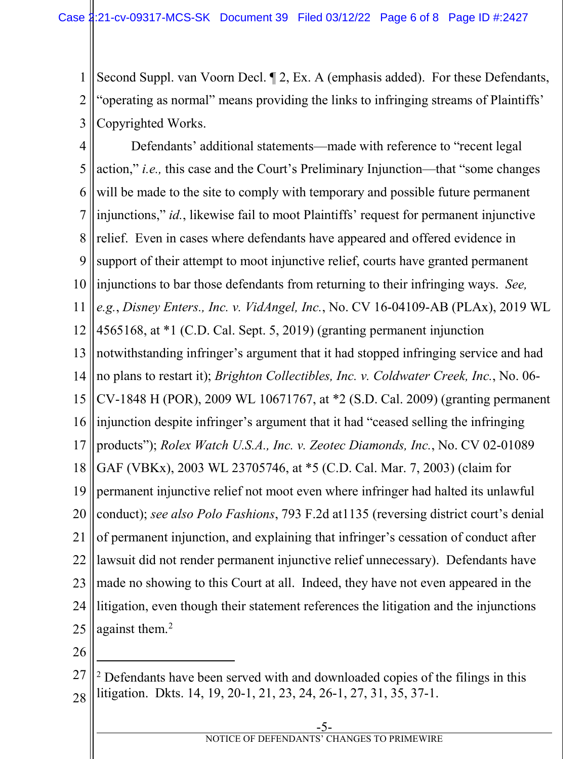Second Suppl. van Voorn Decl. ¶ 2, Ex. A (emphasis added). For these Defendants, "operating as normal" means providing the links to infringing streams of Plaintiffs' Copyrighted Works.

Defendants' additional statements—made with reference to "recent legal action," *i.e.,* this case and the Court's Preliminary Injunction—that "some changes will be made to the site to comply with temporary and possible future permanent injunctions," *id.*, likewise fail to moot Plaintiffs' request for permanent injunctive relief. Even in cases where defendants have appeared and offered evidence in support of their attempt to moot injunctive relief, courts have granted permanent injunctions to bar those defendants from returning to their infringing ways. *See, e.g.*, *Disney Enters., Inc. v. VidAngel, Inc.*, No. CV 16-04109-AB (PLAx), 2019 WL 4565168, at *1 (C.D. Cal. Sept. 5, 2019) (granting permanent injunction notwithstanding infringer's argument that it had stopped infringing service and had no plans to restart it); *Brighton Collectibles, Inc. v. Coldwater Creek, Inc.*, No. 06-CV-1848 H (POR), 2009 WL 10671767, at *2 (S.D. Cal. 2009) (granting permanent injunction despite infringer's argument that it had "ceased selling the infringing products"); *Rolex Watch U.S.A., Inc. v. Zeotec Diamonds, Inc.*, No. CV 02-01089 GAF (VBKx), 2003 WL 23705746, at *5 (C.D. Cal. Mar. 7, 2003) (claim for permanent injunctive relief not moot even where infringer had halted its unlawful conduct); *see also Polo Fashions*, 793 F.2d at1135 (reversing district court's denial of permanent injunction, and explaining that infringer's cessation of conduct after lawsuit did not render permanent injunctive relief unnecessary). Defendants have made no showing to this Court at all. Indeed, they have not even appeared in the litigation, even though their statement references the litigation and the injunctions against them.[2]

---

[2] Defendants have been served with and downloaded copies of the filings in this litigation. Dkts. 14, 19, 20-1, 21, 23, 24, 26-1, 27, 31, 35, 37-1.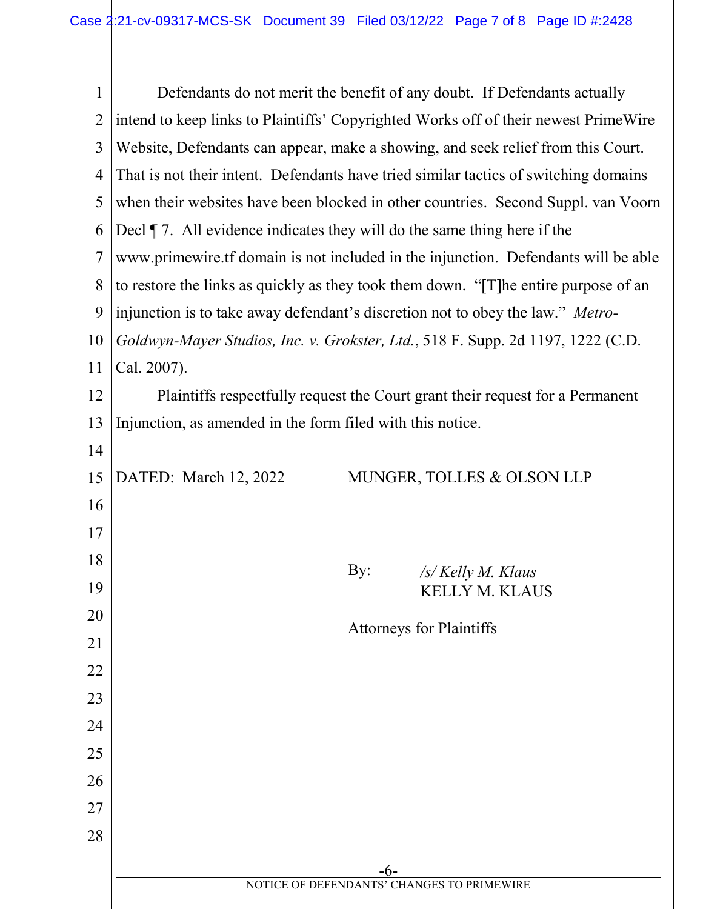Defendants do not merit the benefit of any doubt. If Defendants actually intend to keep links to Plaintiffs' Copyrighted Works off of their newest PrimeWire Website, Defendants can appear, make a showing, and seek relief from this Court. That is not their intent. Defendants have tried similar tactics of switching domains when their websites have been blocked in other countries. Second Suppl. van Voorn Decl ¶ 7. All evidence indicates they will do the same thing here if the www.primewire.tf domain is not included in the injunction. Defendants will be able to restore the links as quickly as they took them down. "[T]he entire purpose of an injunction is to take away defendant's discretion not to obey the law." *Metro-Goldwyn-Mayer Studios, Inc. v. Grokster, Ltd.*, 518 F. Supp. 2d 1197, 1222 (C.D. Cal. 2007).

Plaintiffs respectfully request the Court grant their request for a Permanent Injunction, as amended in the form filed with this notice.

DATED: March 12, 2022

MUNGER, TOLLES & OLSON LLP

By: */s/ Kelly M. Klaus*
KELLY M. KLAUS

Attorneys for Plaintiffs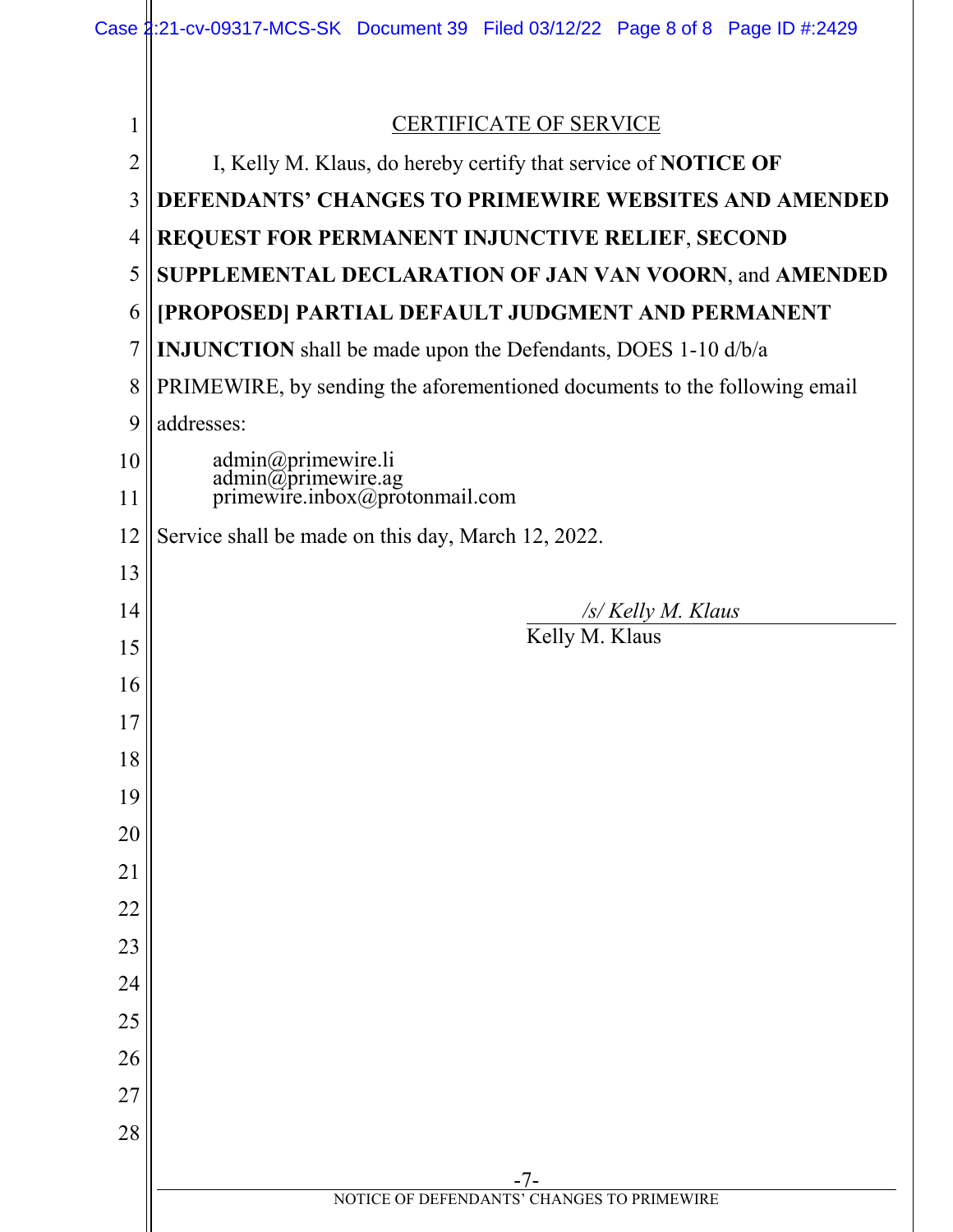CERTIFICATE OF SERVICE

I, Kelly M. Klaus, do hereby certify that service of **NOTICE OF DEFENDANTS' CHANGES TO PRIMEWIRE WEBSITES AND AMENDED REQUEST FOR PERMANENT INJUNCTIVE RELIEF**, **SECOND SUPPLEMENTAL DECLARATION OF JAN VAN VOORN**, and **AMENDED [PROPOSED] PARTIAL DEFAULT JUDGMENT AND PERMANENT INJUNCTION** shall be made upon the Defendants, DOES 1-10 d/b/a PRIMEWIRE, by sending the aforementioned documents to the following email addresses:

admin@primewire.li
admin@primewire.ag
primewire.inbox@protonmail.com

Service shall be made on this day, March 12, 2022.

*/s/ Kelly M. Klaus*
Kelly M. Klaus

NOTICE OF DEFENDANTS' CHANGES TO PRIMEWIRE